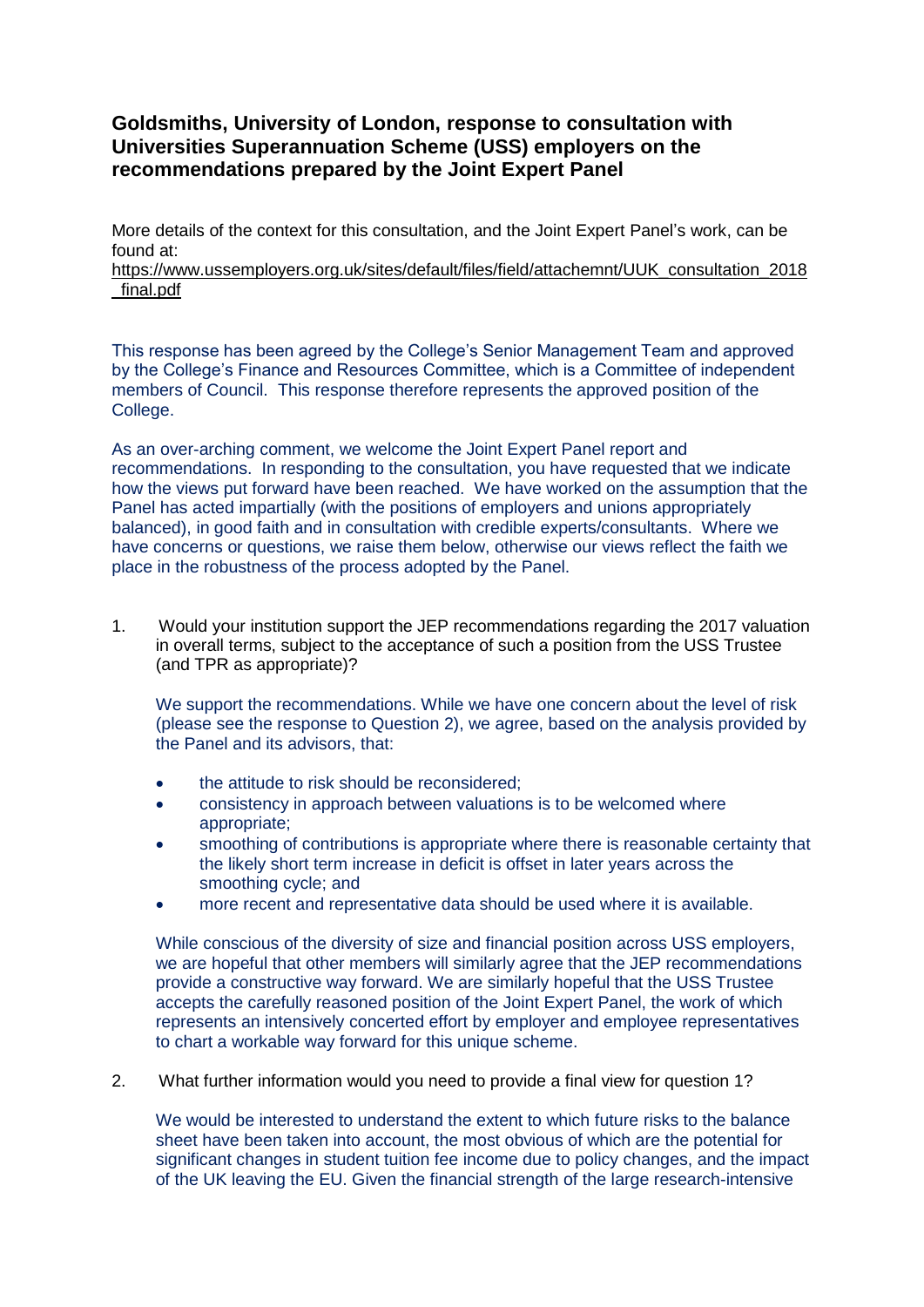# Goldsmiths, University of London, response to consultation with Universities Superannuation Scheme (USS) employers on the recommendations prepared by the Joint Expert Panel

More details of the context for this consultation, and the Joint Expert Panel's work, can be found at:
https://www.ussemployers.org.uk/sites/default/files/field/attachemnt/UUK_consultation_2018_final.pdf

This response has been agreed by the College's Senior Management Team and approved by the College's Finance and Resources Committee, which is a Committee of independent members of Council. This response therefore represents the approved position of the College.

As an over-arching comment, we welcome the Joint Expert Panel report and recommendations. In responding to the consultation, you have requested that we indicate how the views put forward have been reached. We have worked on the assumption that the Panel has acted impartially (with the positions of employers and unions appropriately balanced), in good faith and in consultation with credible experts/consultants. Where we have concerns or questions, we raise them below, otherwise our views reflect the faith we place in the robustness of the process adopted by the Panel.

1. Would your institution support the JEP recommendations regarding the 2017 valuation in overall terms, subject to the acceptance of such a position from the USS Trustee (and TPR as appropriate)?

   We support the recommendations. While we have one concern about the level of risk (please see the response to Question 2), we agree, based on the analysis provided by the Panel and its advisors, that:

   - the attitude to risk should be reconsidered;
   - consistency in approach between valuations is to be welcomed where appropriate;
   - smoothing of contributions is appropriate where there is reasonable certainty that the likely short term increase in deficit is offset in later years across the smoothing cycle; and
   - more recent and representative data should be used where it is available.

   While conscious of the diversity of size and financial position across USS employers, we are hopeful that other members will similarly agree that the JEP recommendations provide a constructive way forward. We are similarly hopeful that the USS Trustee accepts the carefully reasoned position of the Joint Expert Panel, the work of which represents an intensively concerted effort by employer and employee representatives to chart a workable way forward for this unique scheme.

2. What further information would you need to provide a final view for question 1?

   We would be interested to understand the extent to which future risks to the balance sheet have been taken into account, the most obvious of which are the potential for significant changes in student tuition fee income due to policy changes, and the impact of the UK leaving the EU. Given the financial strength of the large research-intensive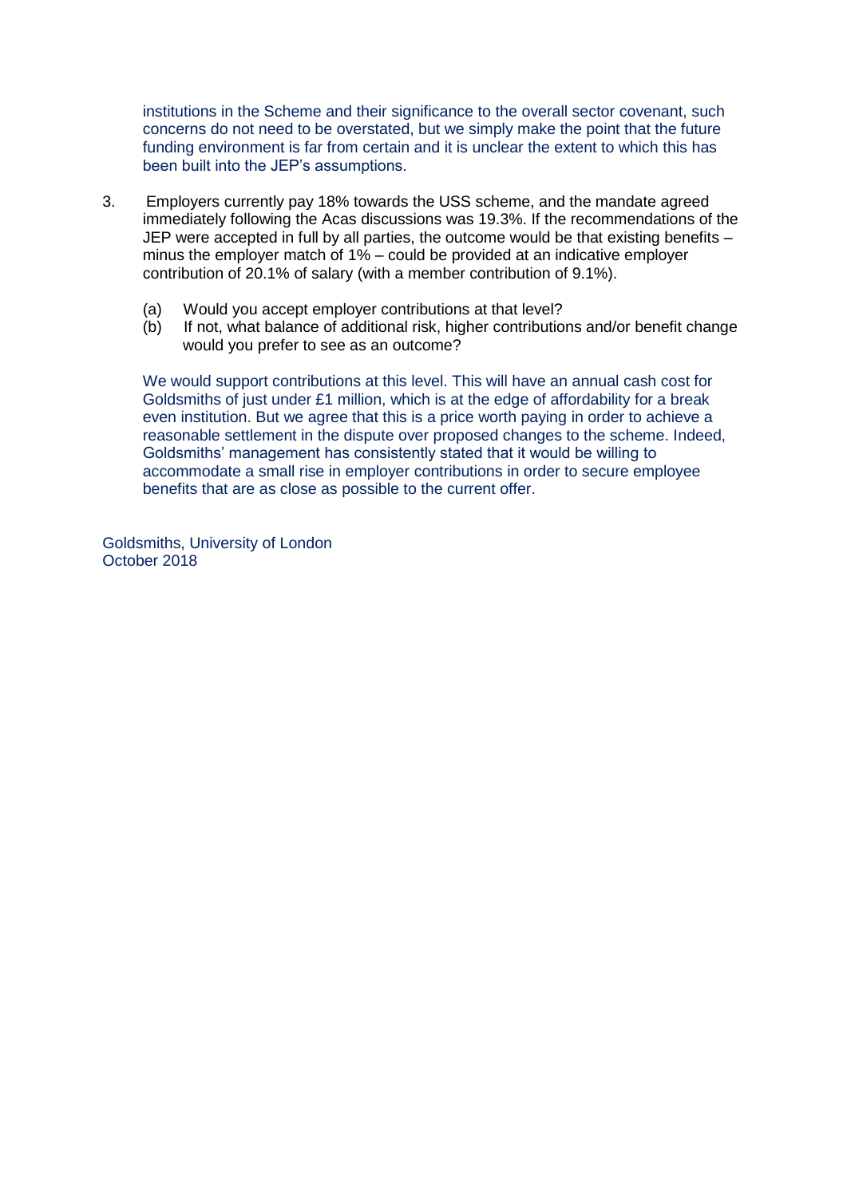institutions in the Scheme and their significance to the overall sector covenant, such concerns do not need to be overstated, but we simply make the point that the future funding environment is far from certain and it is unclear the extent to which this has been built into the JEP's assumptions.

3. Employers currently pay 18% towards the USS scheme, and the mandate agreed immediately following the Acas discussions was 19.3%. If the recommendations of the JEP were accepted in full by all parties, the outcome would be that existing benefits – minus the employer match of 1% – could be provided at an indicative employer contribution of 20.1% of salary (with a member contribution of 9.1%).

   (a) Would you accept employer contributions at that level?
   
   (b) If not, what balance of additional risk, higher contributions and/or benefit change would you prefer to see as an outcome?

   We would support contributions at this level. This will have an annual cash cost for Goldsmiths of just under £1 million, which is at the edge of affordability for a break even institution. But we agree that this is a price worth paying in order to achieve a reasonable settlement in the dispute over proposed changes to the scheme. Indeed, Goldsmiths' management has consistently stated that it would be willing to accommodate a small rise in employer contributions in order to secure employee benefits that are as close as possible to the current offer.

Goldsmiths, University of London
October 2018